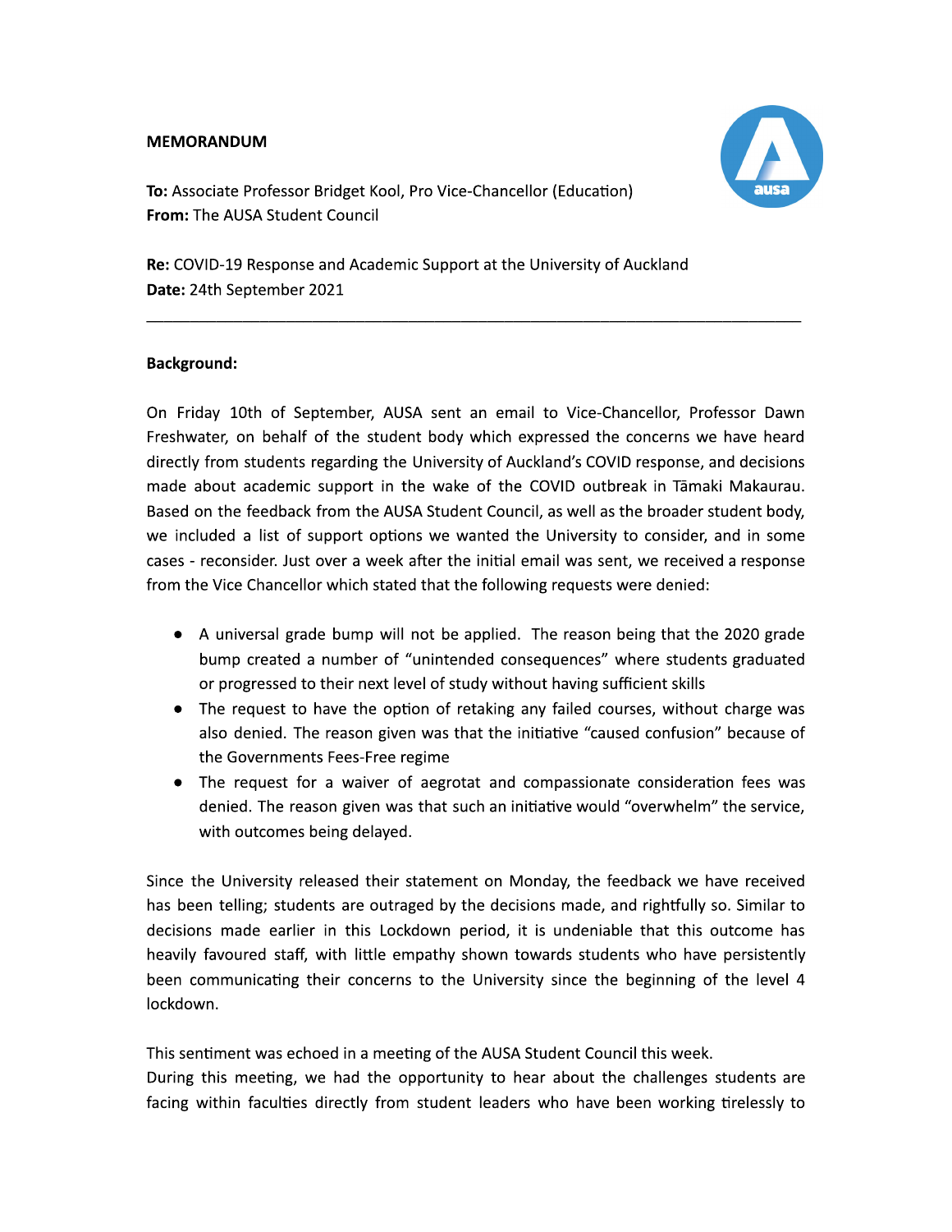**MEMORANDUM**

**To:** Associate Professor Bridget Kool, Pro Vice-Chancellor (Education)
**From:** The AUSA Student Council

**Re:** COVID-19 Response and Academic Support at the University of Auckland
**Date:** 24th September 2021

---

**Background:**

On Friday 10th of September, AUSA sent an email to Vice-Chancellor, Professor Dawn Freshwater, on behalf of the student body which expressed the concerns we have heard directly from students regarding the University of Auckland's COVID response, and decisions made about academic support in the wake of the COVID outbreak in Tāmaki Makaurau. Based on the feedback from the AUSA Student Council, as well as the broader student body, we included a list of support options we wanted the University to consider, and in some cases - reconsider. Just over a week after the initial email was sent, we received a response from the Vice Chancellor which stated that the following requests were denied:

- A universal grade bump will not be applied. The reason being that the 2020 grade bump created a number of "unintended consequences" where students graduated or progressed to their next level of study without having sufficient skills
- The request to have the option of retaking any failed courses, without charge was also denied. The reason given was that the initiative "caused confusion" because of the Governments Fees-Free regime
- The request for a waiver of aegrotat and compassionate consideration fees was denied. The reason given was that such an initiative would "overwhelm" the service, with outcomes being delayed.

Since the University released their statement on Monday, the feedback we have received has been telling; students are outraged by the decisions made, and rightfully so. Similar to decisions made earlier in this Lockdown period, it is undeniable that this outcome has heavily favoured staff, with little empathy shown towards students who have persistently been communicating their concerns to the University since the beginning of the level 4 lockdown.

This sentiment was echoed in a meeting of the AUSA Student Council this week.
During this meeting, we had the opportunity to hear about the challenges students are facing within faculties directly from student leaders who have been working tirelessly to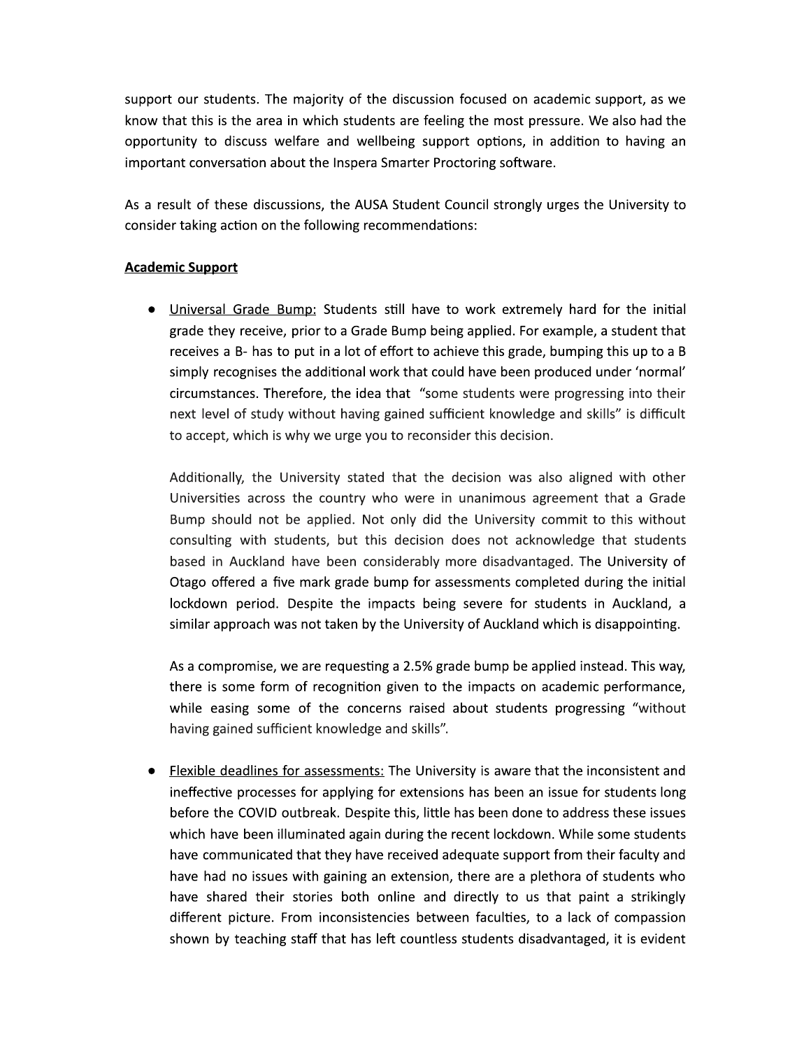support our students. The majority of the discussion focused on academic support, as we know that this is the area in which students are feeling the most pressure. We also had the opportunity to discuss welfare and wellbeing support options, in addition to having an important conversation about the Inspera Smarter Proctoring software.

As a result of these discussions, the AUSA Student Council strongly urges the University to consider taking action on the following recommendations:

**Academic Support**

- Universal Grade Bump: Students still have to work extremely hard for the initial grade they receive, prior to a Grade Bump being applied. For example, a student that receives a B- has to put in a lot of effort to achieve this grade, bumping this up to a B simply recognises the additional work that could have been produced under 'normal' circumstances. Therefore, the idea that "some students were progressing into their next level of study without having gained sufficient knowledge and skills" is difficult to accept, which is why we urge you to reconsider this decision.

  Additionally, the University stated that the decision was also aligned with other Universities across the country who were in unanimous agreement that a Grade Bump should not be applied. Not only did the University commit to this without consulting with students, but this decision does not acknowledge that students based in Auckland have been considerably more disadvantaged. The University of Otago offered a five mark grade bump for assessments completed during the initial lockdown period. Despite the impacts being severe for students in Auckland, a similar approach was not taken by the University of Auckland which is disappointing.

  As a compromise, we are requesting a 2.5% grade bump be applied instead. This way, there is some form of recognition given to the impacts on academic performance, while easing some of the concerns raised about students progressing "without having gained sufficient knowledge and skills".

- Flexible deadlines for assessments: The University is aware that the inconsistent and ineffective processes for applying for extensions has been an issue for students long before the COVID outbreak. Despite this, little has been done to address these issues which have been illuminated again during the recent lockdown. While some students have communicated that they have received adequate support from their faculty and have had no issues with gaining an extension, there are a plethora of students who have shared their stories both online and directly to us that paint a strikingly different picture. From inconsistencies between faculties, to a lack of compassion shown by teaching staff that has left countless students disadvantaged, it is evident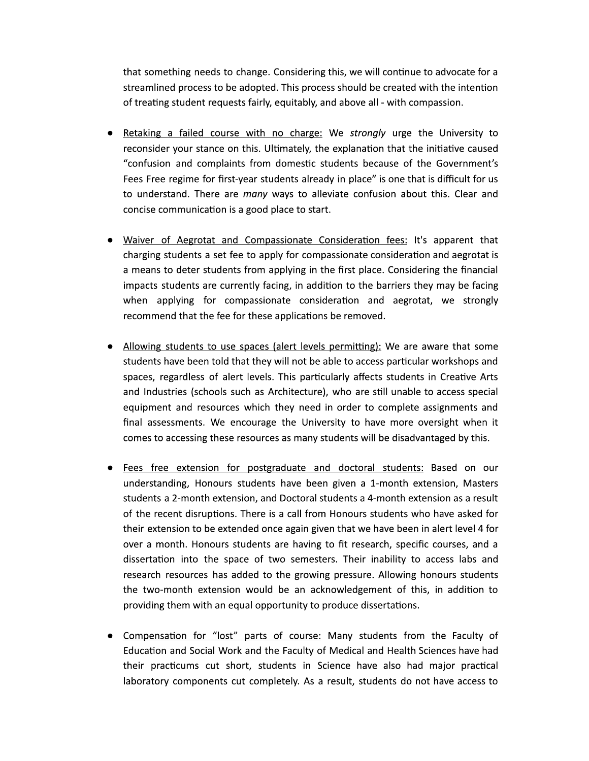that something needs to change. Considering this, we will continue to advocate for a streamlined process to be adopted. This process should be created with the intention of treating student requests fairly, equitably, and above all - with compassion.

- <u>Retaking a failed course with no charge:</u> We *strongly* urge the University to reconsider your stance on this. Ultimately, the explanation that the initiative caused "confusion and complaints from domestic students because of the Government's Fees Free regime for first-year students already in place" is one that is difficult for us to understand. There are *many* ways to alleviate confusion about this. Clear and concise communication is a good place to start.

- <u>Waiver of Aegrotat and Compassionate Consideration fees:</u> It's apparent that charging students a set fee to apply for compassionate consideration and aegrotat is a means to deter students from applying in the first place. Considering the financial impacts students are currently facing, in addition to the barriers they may be facing when applying for compassionate consideration and aegrotat, we strongly recommend that the fee for these applications be removed.

- <u>Allowing students to use spaces (alert levels permitting):</u> We are aware that some students have been told that they will not be able to access particular workshops and spaces, regardless of alert levels. This particularly affects students in Creative Arts and Industries (schools such as Architecture), who are still unable to access special equipment and resources which they need in order to complete assignments and final assessments. We encourage the University to have more oversight when it comes to accessing these resources as many students will be disadvantaged by this.

- <u>Fees free extension for postgraduate and doctoral students:</u> Based on our understanding, Honours students have been given a 1-month extension, Masters students a 2-month extension, and Doctoral students a 4-month extension as a result of the recent disruptions. There is a call from Honours students who have asked for their extension to be extended once again given that we have been in alert level 4 for over a month. Honours students are having to fit research, specific courses, and a dissertation into the space of two semesters. Their inability to access labs and research resources has added to the growing pressure. Allowing honours students the two-month extension would be an acknowledgement of this, in addition to providing them with an equal opportunity to produce dissertations.

- <u>Compensation for "lost" parts of course:</u> Many students from the Faculty of Education and Social Work and the Faculty of Medical and Health Sciences have had their practicums cut short, students in Science have also had major practical laboratory components cut completely. As a result, students do not have access to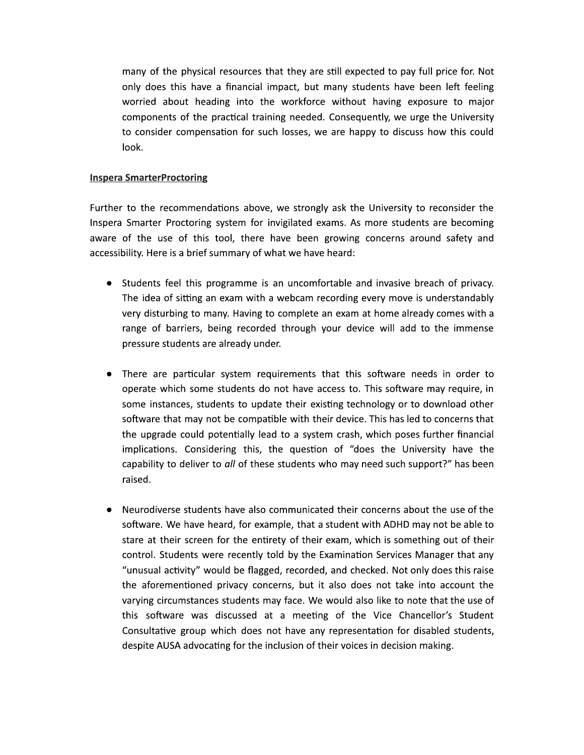many of the physical resources that they are still expected to pay full price for. Not only does this have a financial impact, but many students have been left feeling worried about heading into the workforce without having exposure to major components of the practical training needed. Consequently, we urge the University to consider compensation for such losses, we are happy to discuss how this could look.

**Inspera SmarterProctoring**

Further to the recommendations above, we strongly ask the University to reconsider the Inspera Smarter Proctoring system for invigilated exams. As more students are becoming aware of the use of this tool, there have been growing concerns around safety and accessibility. Here is a brief summary of what we have heard:

- Students feel this programme is an uncomfortable and invasive breach of privacy. The idea of sitting an exam with a webcam recording every move is understandably very disturbing to many. Having to complete an exam at home already comes with a range of barriers, being recorded through your device will add to the immense pressure students are already under.

- There are particular system requirements that this software needs in order to operate which some students do not have access to. This software may require, in some instances, students to update their existing technology or to download other software that may not be compatible with their device. This has led to concerns that the upgrade could potentially lead to a system crash, which poses further financial implications. Considering this, the question of "does the University have the capability to deliver to *all* of these students who may need such support?" has been raised.

- Neurodiverse students have also communicated their concerns about the use of the software. We have heard, for example, that a student with ADHD may not be able to stare at their screen for the entirety of their exam, which is something out of their control. Students were recently told by the Examination Services Manager that any "unusual activity" would be flagged, recorded, and checked. Not only does this raise the aforementioned privacy concerns, but it also does not take into account the varying circumstances students may face. We would also like to note that the use of this software was discussed at a meeting of the Vice Chancellor's Student Consultative group which does not have any representation for disabled students, despite AUSA advocating for the inclusion of their voices in decision making.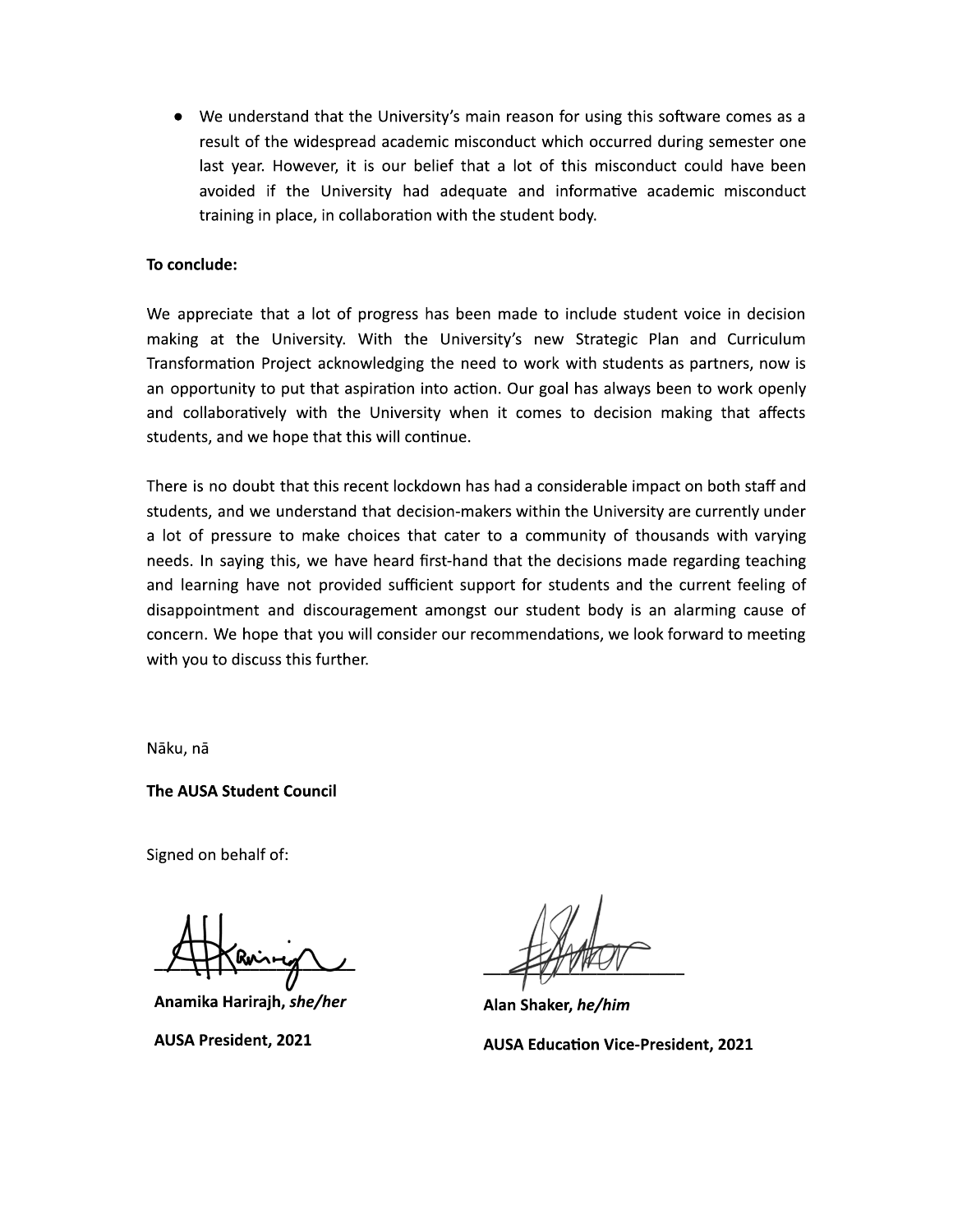- We understand that the University's main reason for using this software comes as a result of the widespread academic misconduct which occurred during semester one last year. However, it is our belief that a lot of this misconduct could have been avoided if the University had adequate and informative academic misconduct training in place, in collaboration with the student body.

**To conclude:**

We appreciate that a lot of progress has been made to include student voice in decision making at the University. With the University's new Strategic Plan and Curriculum Transformation Project acknowledging the need to work with students as partners, now is an opportunity to put that aspiration into action. Our goal has always been to work openly and collaboratively with the University when it comes to decision making that affects students, and we hope that this will continue.

There is no doubt that this recent lockdown has had a considerable impact on both staff and students, and we understand that decision-makers within the University are currently under a lot of pressure to make choices that cater to a community of thousands with varying needs. In saying this, we have heard first-hand that the decisions made regarding teaching and learning have not provided sufficient support for students and the current feeling of disappointment and discouragement amongst our student body is an alarming cause of concern. We hope that you will consider our recommendations, we look forward to meeting with you to discuss this further.

Nāku, nā

**The AUSA Student Council**

Signed on behalf of:

**Anamika Harirajh, *she/her***

**AUSA President, 2021**

**Alan Shaker, *he/him***

**AUSA Education Vice-President, 2021**